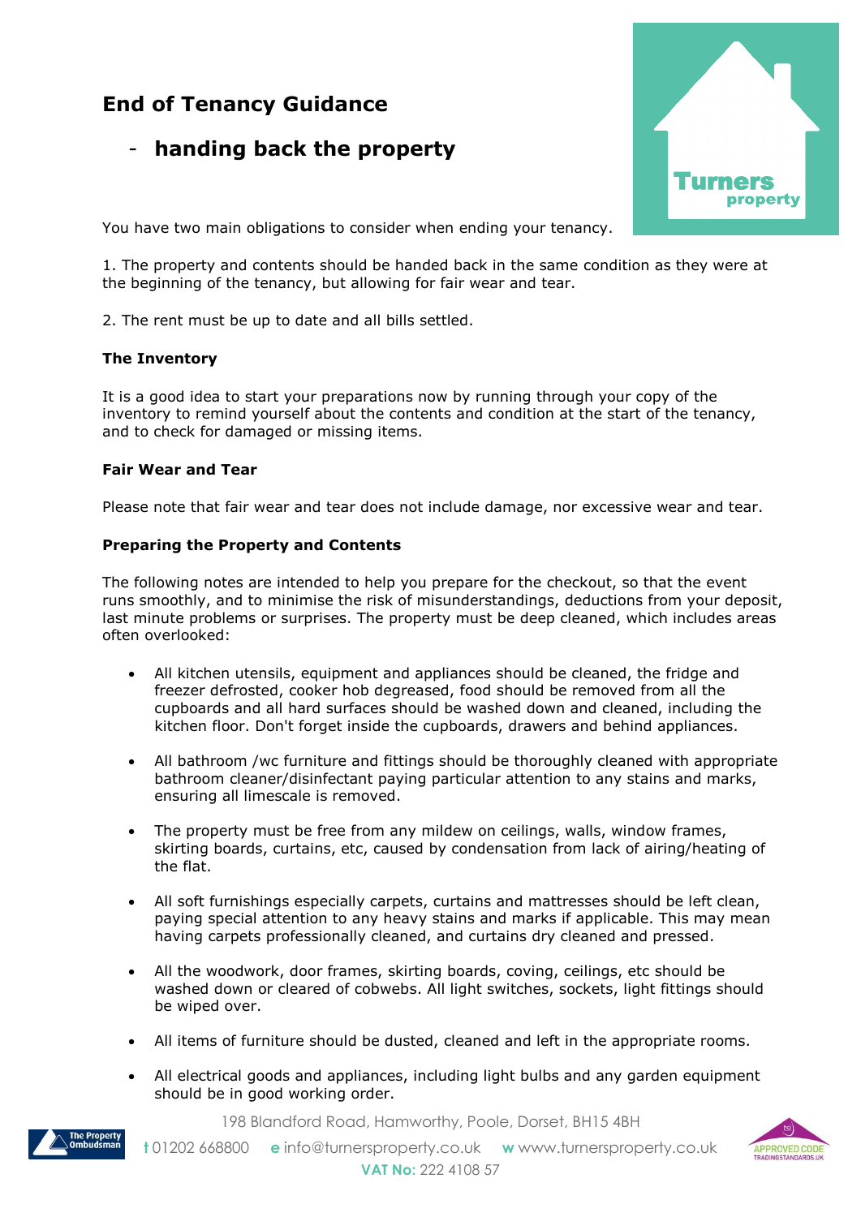# End of Tenancy Guidance

## - handing back the property

You have two main obligations to consider when ending your tenancy.

1. The property and contents should be handed back in the same condition as they were at the beginning of the tenancy, but allowing for fair wear and tear.

2. The rent must be up to date and all bills settled.

**The Inventory**

It is a good idea to start your preparations now by running through your copy of the inventory to remind yourself about the contents and condition at the start of the tenancy, and to check for damaged or missing items.

**Fair Wear and Tear**

Please note that fair wear and tear does not include damage, nor excessive wear and tear.

**Preparing the Property and Contents**

The following notes are intended to help you prepare for the checkout, so that the event runs smoothly, and to minimise the risk of misunderstandings, deductions from your deposit, last minute problems or surprises. The property must be deep cleaned, which includes areas often overlooked:

- All kitchen utensils, equipment and appliances should be cleaned, the fridge and freezer defrosted, cooker hob degreased, food should be removed from all the cupboards and all hard surfaces should be washed down and cleaned, including the kitchen floor. Don't forget inside the cupboards, drawers and behind appliances.

- All bathroom /wc furniture and fittings should be thoroughly cleaned with appropriate bathroom cleaner/disinfectant paying particular attention to any stains and marks, ensuring all limescale is removed.

- The property must be free from any mildew on ceilings, walls, window frames, skirting boards, curtains, etc, caused by condensation from lack of airing/heating of the flat.

- All soft furnishings especially carpets, curtains and mattresses should be left clean, paying special attention to any heavy stains and marks if applicable. This may mean having carpets professionally cleaned, and curtains dry cleaned and pressed.

- All the woodwork, door frames, skirting boards, coving, ceilings, etc should be washed down or cleared of cobwebs. All light switches, sockets, light fittings should be wiped over.

- All items of furniture should be dusted, cleaned and left in the appropriate rooms.

- All electrical goods and appliances, including light bulbs and any garden equipment should be in good working order.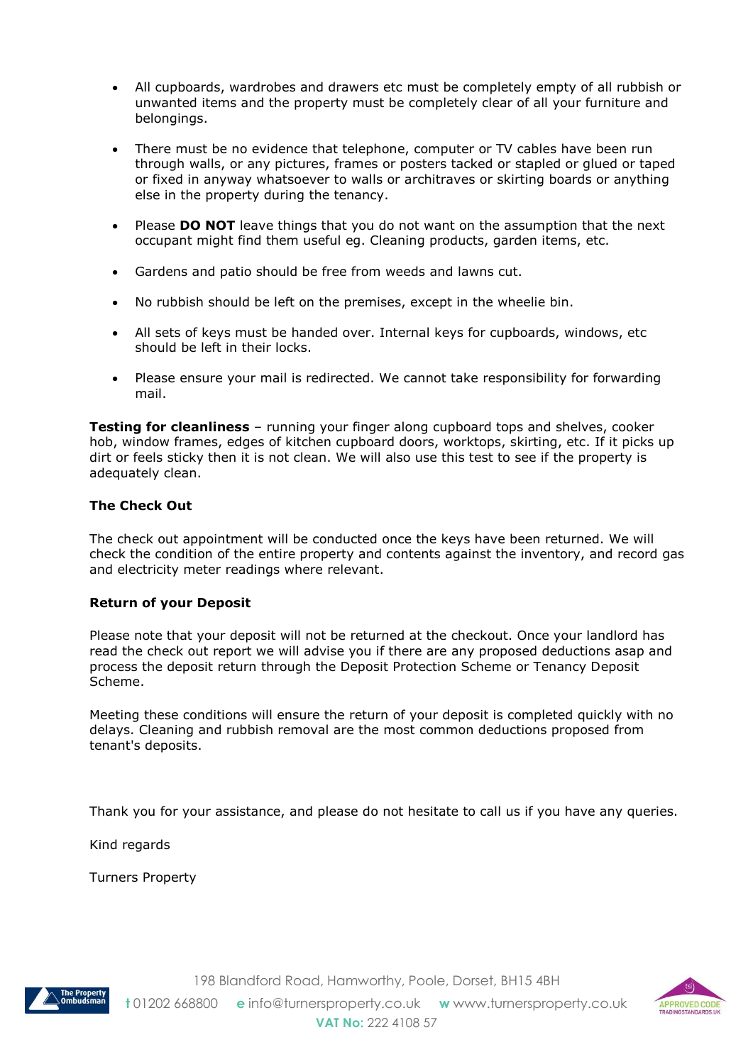- All cupboards, wardrobes and drawers etc must be completely empty of all rubbish or unwanted items and the property must be completely clear of all your furniture and belongings.

- There must be no evidence that telephone, computer or TV cables have been run through walls, or any pictures, frames or posters tacked or stapled or glued or taped or fixed in anyway whatsoever to walls or architraves or skirting boards or anything else in the property during the tenancy.

- Please **DO NOT** leave things that you do not want on the assumption that the next occupant might find them useful eg. Cleaning products, garden items, etc.

- Gardens and patio should be free from weeds and lawns cut.

- No rubbish should be left on the premises, except in the wheelie bin.

- All sets of keys must be handed over. Internal keys for cupboards, windows, etc should be left in their locks.

- Please ensure your mail is redirected. We cannot take responsibility for forwarding mail.

**Testing for cleanliness** – running your finger along cupboard tops and shelves, cooker hob, window frames, edges of kitchen cupboard doors, worktops, skirting, etc. If it picks up dirt or feels sticky then it is not clean. We will also use this test to see if the property is adequately clean.

**The Check Out**

The check out appointment will be conducted once the keys have been returned. We will check the condition of the entire property and contents against the inventory, and record gas and electricity meter readings where relevant.

**Return of your Deposit**

Please note that your deposit will not be returned at the checkout. Once your landlord has read the check out report we will advise you if there are any proposed deductions asap and process the deposit return through the Deposit Protection Scheme or Tenancy Deposit Scheme.

Meeting these conditions will ensure the return of your deposit is completed quickly with no delays. Cleaning and rubbish removal are the most common deductions proposed from tenant's deposits.

Thank you for your assistance, and please do not hesitate to call us if you have any queries.

Kind regards

Turners Property

198 Blandford Road, Hamworthy, Poole, Dorset, BH15 4BH

t 01202 668800 e info@turnersproperty.co.uk w www.turnersproperty.co.uk

VAT No: 222 4108 57